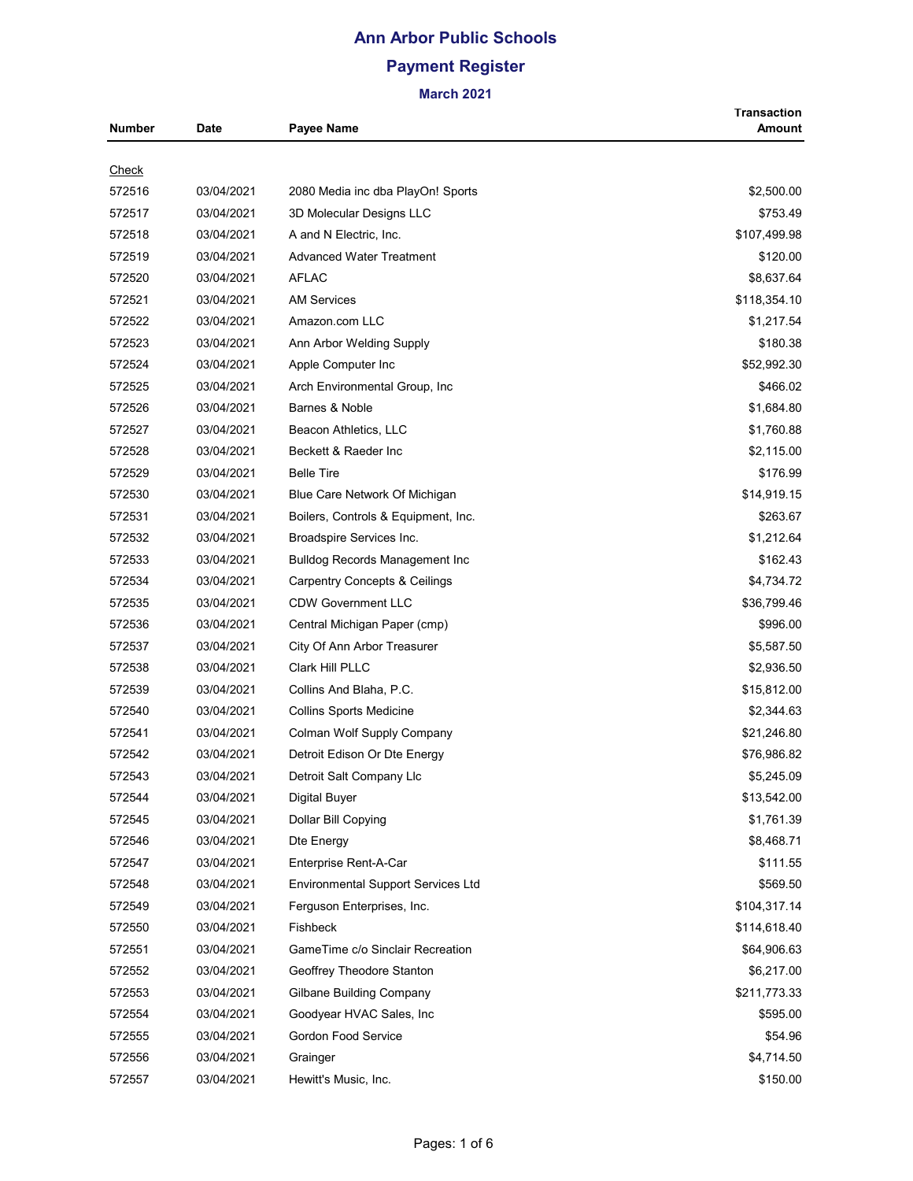# Ann Arbor Public Schools

## Payment Register

### March 2021

| Number | Date | Payee Name | Transaction Amount |
|---|---|---|---|
| Check | | | |
| 572516 | 03/04/2021 | 2080 Media inc dba PlayOn! Sports | $2,500.00 |
| 572517 | 03/04/2021 | 3D Molecular Designs LLC | $753.49 |
| 572518 | 03/04/2021 | A and N Electric, Inc. | $107,499.98 |
| 572519 | 03/04/2021 | Advanced Water Treatment | $120.00 |
| 572520 | 03/04/2021 | AFLAC | $8,637.64 |
| 572521 | 03/04/2021 | AM Services | $118,354.10 |
| 572522 | 03/04/2021 | Amazon.com LLC | $1,217.54 |
| 572523 | 03/04/2021 | Ann Arbor Welding Supply | $180.38 |
| 572524 | 03/04/2021 | Apple Computer Inc | $52,992.30 |
| 572525 | 03/04/2021 | Arch Environmental Group, Inc | $466.02 |
| 572526 | 03/04/2021 | Barnes & Noble | $1,684.80 |
| 572527 | 03/04/2021 | Beacon Athletics, LLC | $1,760.88 |
| 572528 | 03/04/2021 | Beckett & Raeder Inc | $2,115.00 |
| 572529 | 03/04/2021 | Belle Tire | $176.99 |
| 572530 | 03/04/2021 | Blue Care Network Of Michigan | $14,919.15 |
| 572531 | 03/04/2021 | Boilers, Controls & Equipment, Inc. | $263.67 |
| 572532 | 03/04/2021 | Broadspire Services Inc. | $1,212.64 |
| 572533 | 03/04/2021 | Bulldog Records Management Inc | $162.43 |
| 572534 | 03/04/2021 | Carpentry Concepts & Ceilings | $4,734.72 |
| 572535 | 03/04/2021 | CDW Government LLC | $36,799.46 |
| 572536 | 03/04/2021 | Central Michigan Paper (cmp) | $996.00 |
| 572537 | 03/04/2021 | City Of Ann Arbor Treasurer | $5,587.50 |
| 572538 | 03/04/2021 | Clark Hill PLLC | $2,936.50 |
| 572539 | 03/04/2021 | Collins And Blaha, P.C. | $15,812.00 |
| 572540 | 03/04/2021 | Collins Sports Medicine | $2,344.63 |
| 572541 | 03/04/2021 | Colman Wolf Supply Company | $21,246.80 |
| 572542 | 03/04/2021 | Detroit Edison Or Dte Energy | $76,986.82 |
| 572543 | 03/04/2021 | Detroit Salt Company Llc | $5,245.09 |
| 572544 | 03/04/2021 | Digital Buyer | $13,542.00 |
| 572545 | 03/04/2021 | Dollar Bill Copying | $1,761.39 |
| 572546 | 03/04/2021 | Dte Energy | $8,468.71 |
| 572547 | 03/04/2021 | Enterprise Rent-A-Car | $111.55 |
| 572548 | 03/04/2021 | Environmental Support Services Ltd | $569.50 |
| 572549 | 03/04/2021 | Ferguson Enterprises, Inc. | $104,317.14 |
| 572550 | 03/04/2021 | Fishbeck | $114,618.40 |
| 572551 | 03/04/2021 | GameTime c/o Sinclair Recreation | $64,906.63 |
| 572552 | 03/04/2021 | Geoffrey Theodore Stanton | $6,217.00 |
| 572553 | 03/04/2021 | Gilbane Building Company | $211,773.33 |
| 572554 | 03/04/2021 | Goodyear HVAC Sales, Inc | $595.00 |
| 572555 | 03/04/2021 | Gordon Food Service | $54.96 |
| 572556 | 03/04/2021 | Grainger | $4,714.50 |
| 572557 | 03/04/2021 | Hewitt's Music, Inc. | $150.00 |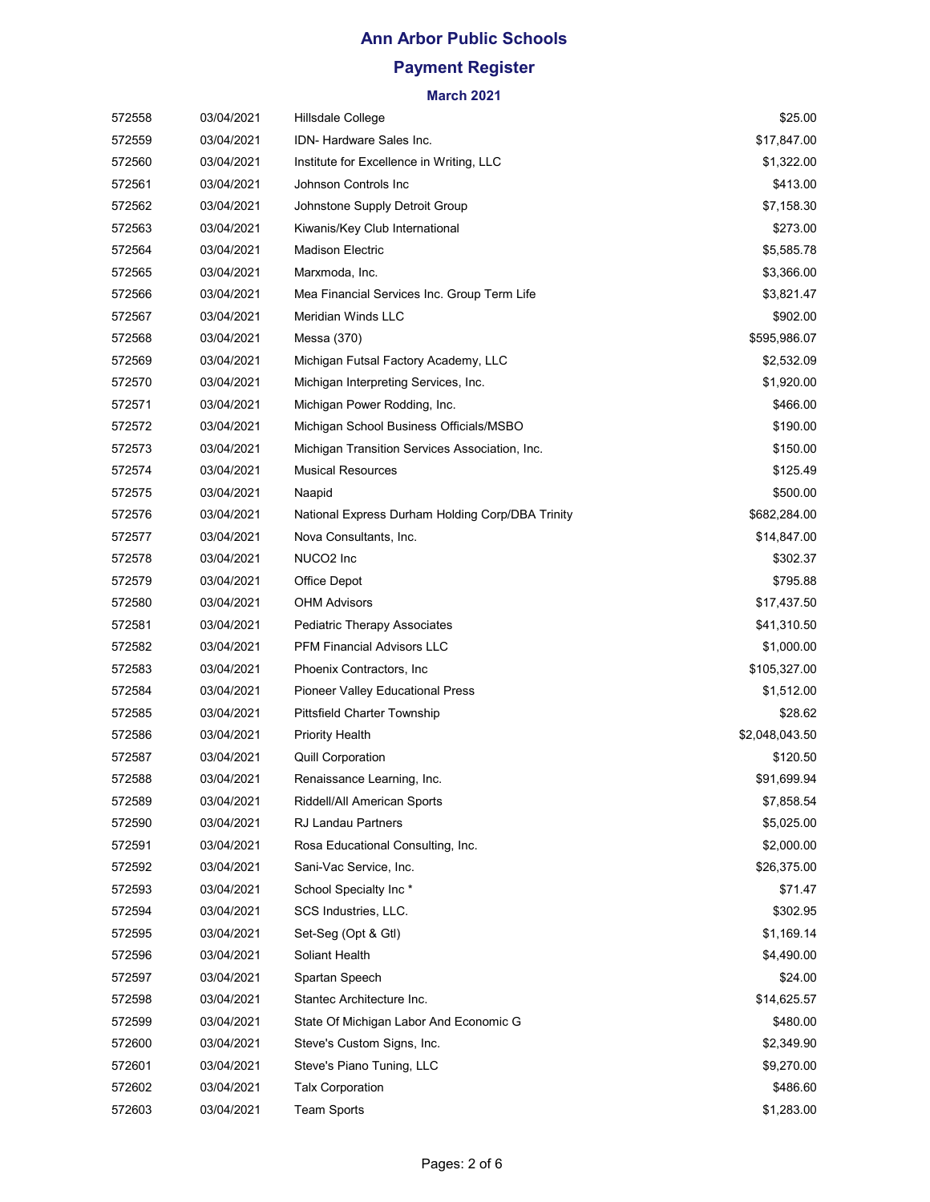# Ann Arbor Public Schools

## Payment Register

### March 2021

| | | | |
|---|---|---|---|
| 572558 | 03/04/2021 | Hillsdale College | $25.00 |
| 572559 | 03/04/2021 | IDN- Hardware Sales Inc. | $17,847.00 |
| 572560 | 03/04/2021 | Institute for Excellence in Writing, LLC | $1,322.00 |
| 572561 | 03/04/2021 | Johnson Controls Inc | $413.00 |
| 572562 | 03/04/2021 | Johnstone Supply Detroit Group | $7,158.30 |
| 572563 | 03/04/2021 | Kiwanis/Key Club International | $273.00 |
| 572564 | 03/04/2021 | Madison Electric | $5,585.78 |
| 572565 | 03/04/2021 | Marxmoda, Inc. | $3,366.00 |
| 572566 | 03/04/2021 | Mea Financial Services Inc. Group Term Life | $3,821.47 |
| 572567 | 03/04/2021 | Meridian Winds LLC | $902.00 |
| 572568 | 03/04/2021 | Messa (370) | $595,986.07 |
| 572569 | 03/04/2021 | Michigan Futsal Factory Academy, LLC | $2,532.09 |
| 572570 | 03/04/2021 | Michigan Interpreting Services, Inc. | $1,920.00 |
| 572571 | 03/04/2021 | Michigan Power Rodding, Inc. | $466.00 |
| 572572 | 03/04/2021 | Michigan School Business Officials/MSBO | $190.00 |
| 572573 | 03/04/2021 | Michigan Transition Services Association, Inc. | $150.00 |
| 572574 | 03/04/2021 | Musical Resources | $125.49 |
| 572575 | 03/04/2021 | Naapid | $500.00 |
| 572576 | 03/04/2021 | National Express Durham Holding Corp/DBA Trinity | $682,284.00 |
| 572577 | 03/04/2021 | Nova Consultants, Inc. | $14,847.00 |
| 572578 | 03/04/2021 | NUCO2 Inc | $302.37 |
| 572579 | 03/04/2021 | Office Depot | $795.88 |
| 572580 | 03/04/2021 | OHM Advisors | $17,437.50 |
| 572581 | 03/04/2021 | Pediatric Therapy Associates | $41,310.50 |
| 572582 | 03/04/2021 | PFM Financial Advisors LLC | $1,000.00 |
| 572583 | 03/04/2021 | Phoenix Contractors, Inc | $105,327.00 |
| 572584 | 03/04/2021 | Pioneer Valley Educational Press | $1,512.00 |
| 572585 | 03/04/2021 | Pittsfield Charter Township | $28.62 |
| 572586 | 03/04/2021 | Priority Health | $2,048,043.50 |
| 572587 | 03/04/2021 | Quill Corporation | $120.50 |
| 572588 | 03/04/2021 | Renaissance Learning, Inc. | $91,699.94 |
| 572589 | 03/04/2021 | Riddell/All American Sports | $7,858.54 |
| 572590 | 03/04/2021 | RJ Landau Partners | $5,025.00 |
| 572591 | 03/04/2021 | Rosa Educational Consulting, Inc. | $2,000.00 |
| 572592 | 03/04/2021 | Sani-Vac Service, Inc. | $26,375.00 |
| 572593 | 03/04/2021 | School Specialty Inc * | $71.47 |
| 572594 | 03/04/2021 | SCS Industries, LLC. | $302.95 |
| 572595 | 03/04/2021 | Set-Seg (Opt & Gtl) | $1,169.14 |
| 572596 | 03/04/2021 | Soliant Health | $4,490.00 |
| 572597 | 03/04/2021 | Spartan Speech | $24.00 |
| 572598 | 03/04/2021 | Stantec Architecture Inc. | $14,625.57 |
| 572599 | 03/04/2021 | State Of Michigan Labor And Economic G | $480.00 |
| 572600 | 03/04/2021 | Steve's Custom Signs, Inc. | $2,349.90 |
| 572601 | 03/04/2021 | Steve's Piano Tuning, LLC | $9,270.00 |
| 572602 | 03/04/2021 | Talx Corporation | $486.60 |
| 572603 | 03/04/2021 | Team Sports | $1,283.00 |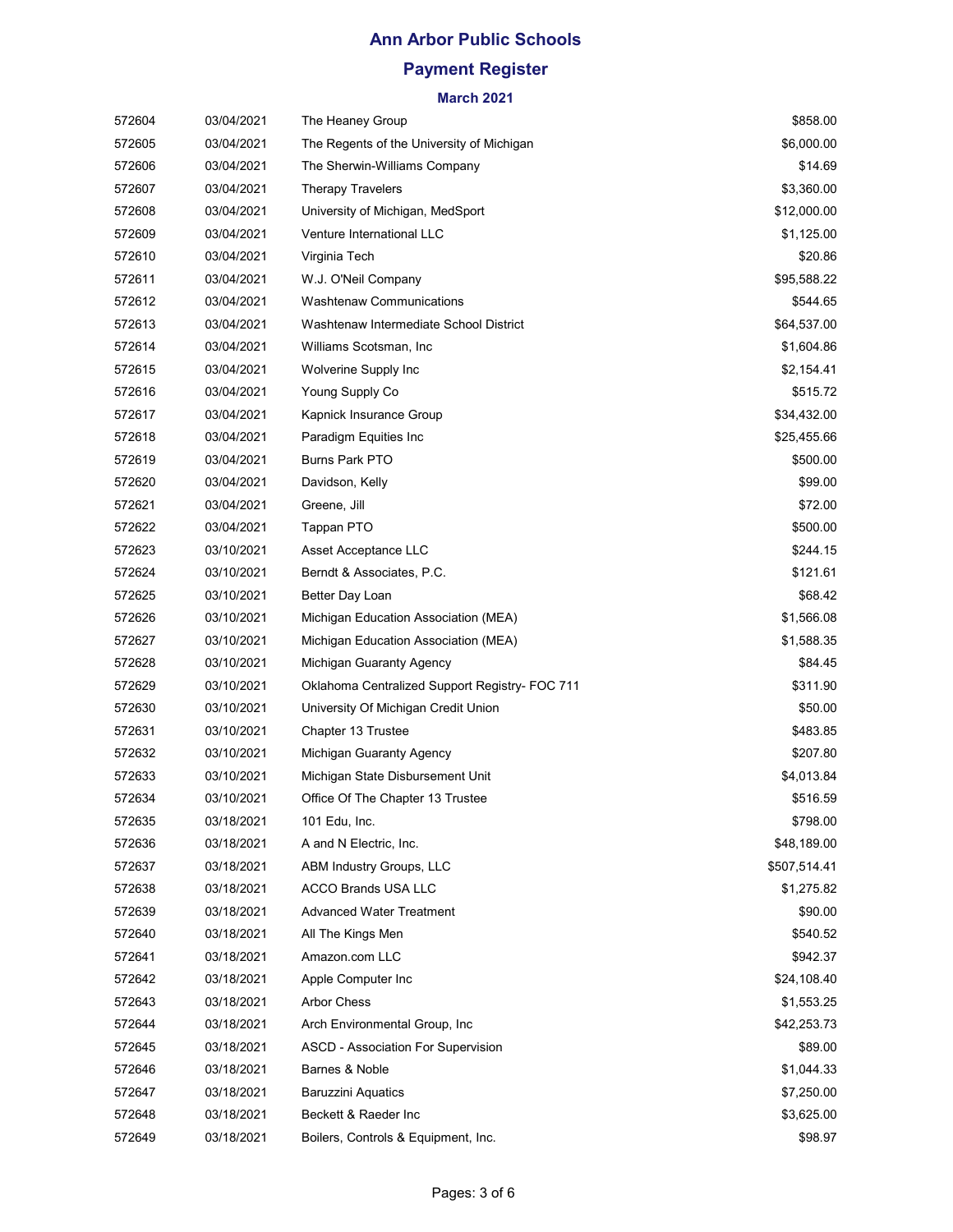# Ann Arbor Public Schools

## Payment Register

### March 2021

| | | | |
|---|---|---|---|
| 572604 | 03/04/2021 | The Heaney Group | $858.00 |
| 572605 | 03/04/2021 | The Regents of the University of Michigan | $6,000.00 |
| 572606 | 03/04/2021 | The Sherwin-Williams Company | $14.69 |
| 572607 | 03/04/2021 | Therapy Travelers | $3,360.00 |
| 572608 | 03/04/2021 | University of Michigan, MedSport | $12,000.00 |
| 572609 | 03/04/2021 | Venture International LLC | $1,125.00 |
| 572610 | 03/04/2021 | Virginia Tech | $20.86 |
| 572611 | 03/04/2021 | W.J. O'Neil Company | $95,588.22 |
| 572612 | 03/04/2021 | Washtenaw Communications | $544.65 |
| 572613 | 03/04/2021 | Washtenaw Intermediate School District | $64,537.00 |
| 572614 | 03/04/2021 | Williams Scotsman, Inc | $1,604.86 |
| 572615 | 03/04/2021 | Wolverine Supply Inc | $2,154.41 |
| 572616 | 03/04/2021 | Young Supply Co | $515.72 |
| 572617 | 03/04/2021 | Kapnick Insurance Group | $34,432.00 |
| 572618 | 03/04/2021 | Paradigm Equities Inc | $25,455.66 |
| 572619 | 03/04/2021 | Burns Park PTO | $500.00 |
| 572620 | 03/04/2021 | Davidson, Kelly | $99.00 |
| 572621 | 03/04/2021 | Greene, Jill | $72.00 |
| 572622 | 03/04/2021 | Tappan PTO | $500.00 |
| 572623 | 03/10/2021 | Asset Acceptance LLC | $244.15 |
| 572624 | 03/10/2021 | Berndt & Associates, P.C. | $121.61 |
| 572625 | 03/10/2021 | Better Day Loan | $68.42 |
| 572626 | 03/10/2021 | Michigan Education Association (MEA) | $1,566.08 |
| 572627 | 03/10/2021 | Michigan Education Association (MEA) | $1,588.35 |
| 572628 | 03/10/2021 | Michigan Guaranty Agency | $84.45 |
| 572629 | 03/10/2021 | Oklahoma Centralized Support Registry- FOC 711 | $311.90 |
| 572630 | 03/10/2021 | University Of Michigan Credit Union | $50.00 |
| 572631 | 03/10/2021 | Chapter 13 Trustee | $483.85 |
| 572632 | 03/10/2021 | Michigan Guaranty Agency | $207.80 |
| 572633 | 03/10/2021 | Michigan State Disbursement Unit | $4,013.84 |
| 572634 | 03/10/2021 | Office Of The Chapter 13 Trustee | $516.59 |
| 572635 | 03/18/2021 | 101 Edu, Inc. | $798.00 |
| 572636 | 03/18/2021 | A and N Electric, Inc. | $48,189.00 |
| 572637 | 03/18/2021 | ABM Industry Groups, LLC | $507,514.41 |
| 572638 | 03/18/2021 | ACCO Brands USA LLC | $1,275.82 |
| 572639 | 03/18/2021 | Advanced Water Treatment | $90.00 |
| 572640 | 03/18/2021 | All The Kings Men | $540.52 |
| 572641 | 03/18/2021 | Amazon.com LLC | $942.37 |
| 572642 | 03/18/2021 | Apple Computer Inc | $24,108.40 |
| 572643 | 03/18/2021 | Arbor Chess | $1,553.25 |
| 572644 | 03/18/2021 | Arch Environmental Group, Inc | $42,253.73 |
| 572645 | 03/18/2021 | ASCD - Association For Supervision | $89.00 |
| 572646 | 03/18/2021 | Barnes & Noble | $1,044.33 |
| 572647 | 03/18/2021 | Baruzzini Aquatics | $7,250.00 |
| 572648 | 03/18/2021 | Beckett & Raeder Inc | $3,625.00 |
| 572649 | 03/18/2021 | Boilers, Controls & Equipment, Inc. | $98.97 |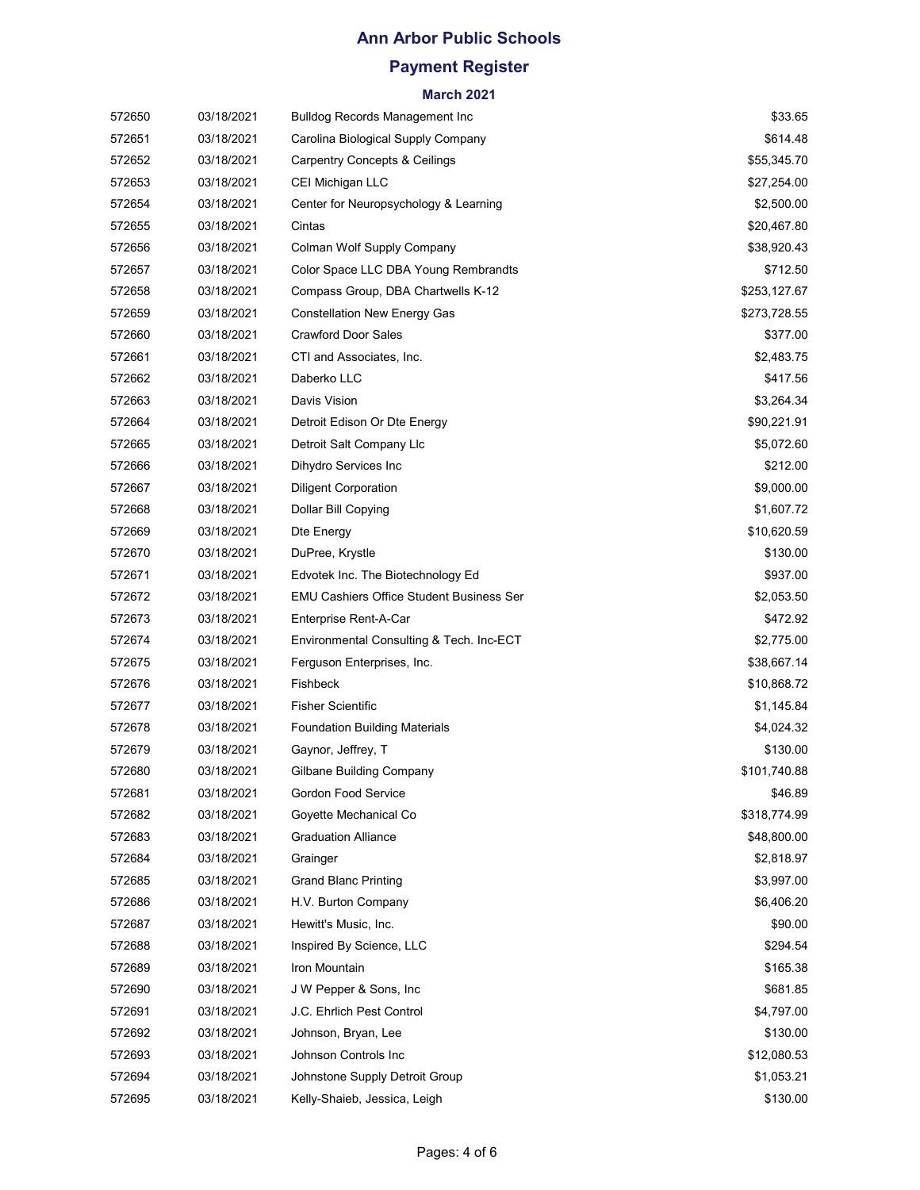# Ann Arbor Public Schools

## Payment Register

### March 2021

| | | | |
|---|---|---|---|
| 572650 | 03/18/2021 | Bulldog Records Management Inc | $33.65 |
| 572651 | 03/18/2021 | Carolina Biological Supply Company | $614.48 |
| 572652 | 03/18/2021 | Carpentry Concepts & Ceilings | $55,345.70 |
| 572653 | 03/18/2021 | CEI Michigan LLC | $27,254.00 |
| 572654 | 03/18/2021 | Center for Neuropsychology & Learning | $2,500.00 |
| 572655 | 03/18/2021 | Cintas | $20,467.80 |
| 572656 | 03/18/2021 | Colman Wolf Supply Company | $38,920.43 |
| 572657 | 03/18/2021 | Color Space LLC DBA Young Rembrandts | $712.50 |
| 572658 | 03/18/2021 | Compass Group, DBA Chartwells K-12 | $253,127.67 |
| 572659 | 03/18/2021 | Constellation New Energy Gas | $273,728.55 |
| 572660 | 03/18/2021 | Crawford Door Sales | $377.00 |
| 572661 | 03/18/2021 | CTI and Associates, Inc. | $2,483.75 |
| 572662 | 03/18/2021 | Daberko LLC | $417.56 |
| 572663 | 03/18/2021 | Davis Vision | $3,264.34 |
| 572664 | 03/18/2021 | Detroit Edison Or Dte Energy | $90,221.91 |
| 572665 | 03/18/2021 | Detroit Salt Company Llc | $5,072.60 |
| 572666 | 03/18/2021 | Dihydro Services Inc | $212.00 |
| 572667 | 03/18/2021 | Diligent Corporation | $9,000.00 |
| 572668 | 03/18/2021 | Dollar Bill Copying | $1,607.72 |
| 572669 | 03/18/2021 | Dte Energy | $10,620.59 |
| 572670 | 03/18/2021 | DuPree, Krystle | $130.00 |
| 572671 | 03/18/2021 | Edvotek Inc. The Biotechnology Ed | $937.00 |
| 572672 | 03/18/2021 | EMU Cashiers Office Student Business Ser | $2,053.50 |
| 572673 | 03/18/2021 | Enterprise Rent-A-Car | $472.92 |
| 572674 | 03/18/2021 | Environmental Consulting & Tech. Inc-ECT | $2,775.00 |
| 572675 | 03/18/2021 | Ferguson Enterprises, Inc. | $38,667.14 |
| 572676 | 03/18/2021 | Fishbeck | $10,868.72 |
| 572677 | 03/18/2021 | Fisher Scientific | $1,145.84 |
| 572678 | 03/18/2021 | Foundation Building Materials | $4,024.32 |
| 572679 | 03/18/2021 | Gaynor, Jeffrey, T | $130.00 |
| 572680 | 03/18/2021 | Gilbane Building Company | $101,740.88 |
| 572681 | 03/18/2021 | Gordon Food Service | $46.89 |
| 572682 | 03/18/2021 | Goyette Mechanical Co | $318,774.99 |
| 572683 | 03/18/2021 | Graduation Alliance | $48,800.00 |
| 572684 | 03/18/2021 | Grainger | $2,818.97 |
| 572685 | 03/18/2021 | Grand Blanc Printing | $3,997.00 |
| 572686 | 03/18/2021 | H.V. Burton Company | $6,406.20 |
| 572687 | 03/18/2021 | Hewitt's Music, Inc. | $90.00 |
| 572688 | 03/18/2021 | Inspired By Science, LLC | $294.54 |
| 572689 | 03/18/2021 | Iron Mountain | $165.38 |
| 572690 | 03/18/2021 | J W Pepper & Sons, Inc | $681.85 |
| 572691 | 03/18/2021 | J.C. Ehrlich Pest Control | $4,797.00 |
| 572692 | 03/18/2021 | Johnson, Bryan, Lee | $130.00 |
| 572693 | 03/18/2021 | Johnson Controls Inc | $12,080.53 |
| 572694 | 03/18/2021 | Johnstone Supply Detroit Group | $1,053.21 |
| 572695 | 03/18/2021 | Kelly-Shaieb, Jessica, Leigh | $130.00 |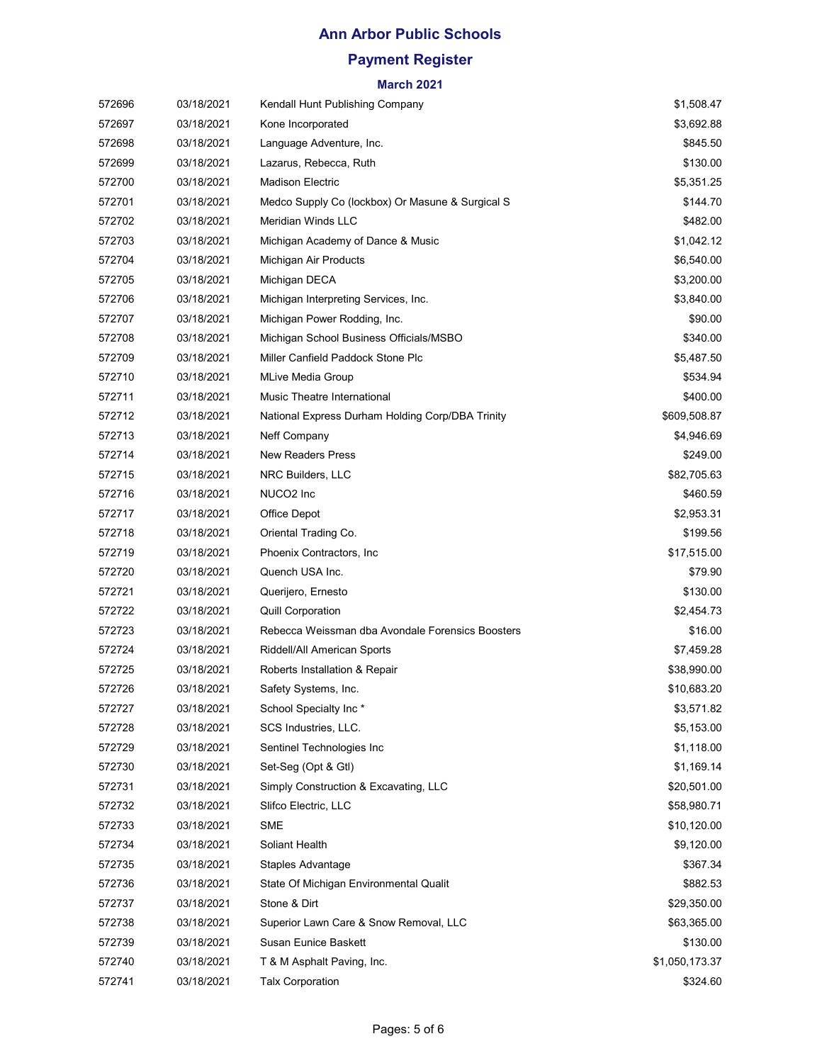# Ann Arbor Public Schools

## Payment Register

### March 2021

| | | | |
|---|---|---|---|
| 572696 | 03/18/2021 | Kendall Hunt Publishing Company | $1,508.47 |
| 572697 | 03/18/2021 | Kone Incorporated | $3,692.88 |
| 572698 | 03/18/2021 | Language Adventure, Inc. | $845.50 |
| 572699 | 03/18/2021 | Lazarus, Rebecca, Ruth | $130.00 |
| 572700 | 03/18/2021 | Madison Electric | $5,351.25 |
| 572701 | 03/18/2021 | Medco Supply Co (lockbox) Or Masune & Surgical S | $144.70 |
| 572702 | 03/18/2021 | Meridian Winds LLC | $482.00 |
| 572703 | 03/18/2021 | Michigan Academy of Dance & Music | $1,042.12 |
| 572704 | 03/18/2021 | Michigan Air Products | $6,540.00 |
| 572705 | 03/18/2021 | Michigan DECA | $3,200.00 |
| 572706 | 03/18/2021 | Michigan Interpreting Services, Inc. | $3,840.00 |
| 572707 | 03/18/2021 | Michigan Power Rodding, Inc. | $90.00 |
| 572708 | 03/18/2021 | Michigan School Business Officials/MSBO | $340.00 |
| 572709 | 03/18/2021 | Miller Canfield Paddock Stone Plc | $5,487.50 |
| 572710 | 03/18/2021 | MLive Media Group | $534.94 |
| 572711 | 03/18/2021 | Music Theatre International | $400.00 |
| 572712 | 03/18/2021 | National Express Durham Holding Corp/DBA Trinity | $609,508.87 |
| 572713 | 03/18/2021 | Neff Company | $4,946.69 |
| 572714 | 03/18/2021 | New Readers Press | $249.00 |
| 572715 | 03/18/2021 | NRC Builders, LLC | $82,705.63 |
| 572716 | 03/18/2021 | NUCO2 Inc | $460.59 |
| 572717 | 03/18/2021 | Office Depot | $2,953.31 |
| 572718 | 03/18/2021 | Oriental Trading Co. | $199.56 |
| 572719 | 03/18/2021 | Phoenix Contractors, Inc | $17,515.00 |
| 572720 | 03/18/2021 | Quench USA Inc. | $79.90 |
| 572721 | 03/18/2021 | Querijero, Ernesto | $130.00 |
| 572722 | 03/18/2021 | Quill Corporation | $2,454.73 |
| 572723 | 03/18/2021 | Rebecca Weissman dba Avondale Forensics Boosters | $16.00 |
| 572724 | 03/18/2021 | Riddell/All American Sports | $7,459.28 |
| 572725 | 03/18/2021 | Roberts Installation & Repair | $38,990.00 |
| 572726 | 03/18/2021 | Safety Systems, Inc. | $10,683.20 |
| 572727 | 03/18/2021 | School Specialty Inc * | $3,571.82 |
| 572728 | 03/18/2021 | SCS Industries, LLC. | $5,153.00 |
| 572729 | 03/18/2021 | Sentinel Technologies Inc | $1,118.00 |
| 572730 | 03/18/2021 | Set-Seg (Opt & Gtl) | $1,169.14 |
| 572731 | 03/18/2021 | Simply Construction & Excavating, LLC | $20,501.00 |
| 572732 | 03/18/2021 | Slifco Electric, LLC | $58,980.71 |
| 572733 | 03/18/2021 | SME | $10,120.00 |
| 572734 | 03/18/2021 | Soliant Health | $9,120.00 |
| 572735 | 03/18/2021 | Staples Advantage | $367.34 |
| 572736 | 03/18/2021 | State Of Michigan Environmental Qualit | $882.53 |
| 572737 | 03/18/2021 | Stone & Dirt | $29,350.00 |
| 572738 | 03/18/2021 | Superior Lawn Care & Snow Removal, LLC | $63,365.00 |
| 572739 | 03/18/2021 | Susan Eunice Baskett | $130.00 |
| 572740 | 03/18/2021 | T & M Asphalt Paving, Inc. | $1,050,173.37 |
| 572741 | 03/18/2021 | Talx Corporation | $324.60 |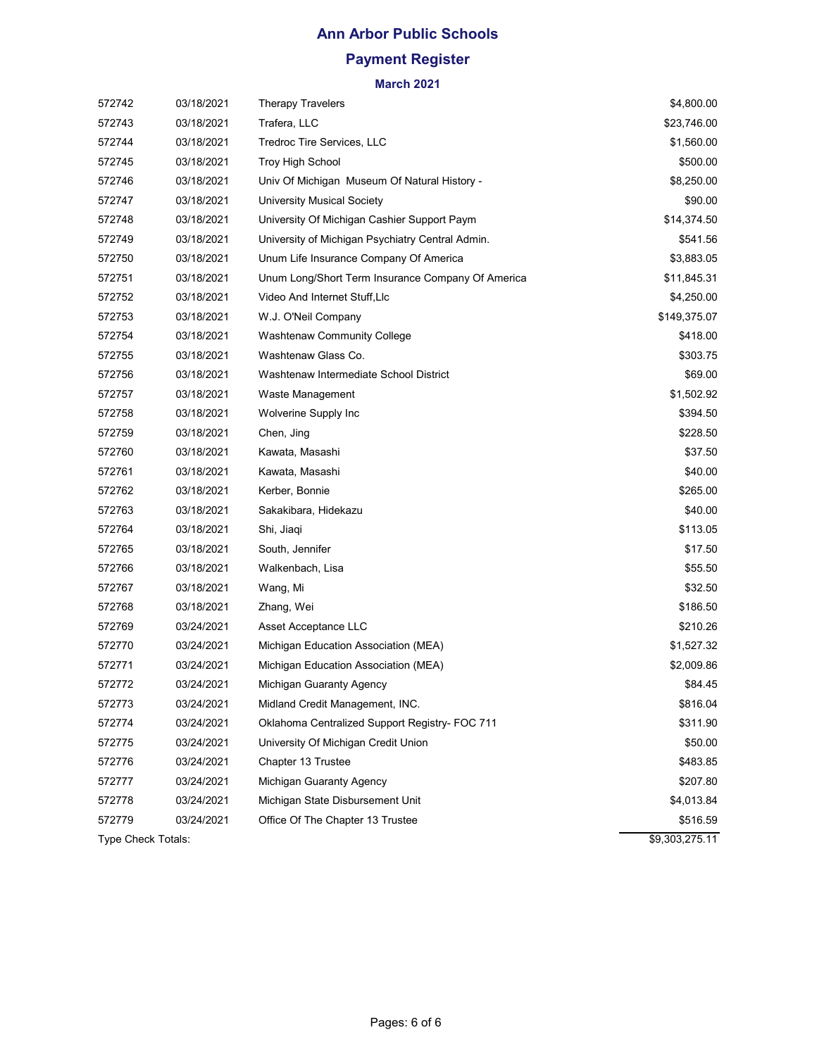# Ann Arbor Public Schools

## Payment Register

### March 2021

| | | | |
|---|---|---|---|
| 572742 | 03/18/2021 | Therapy Travelers | $4,800.00 |
| 572743 | 03/18/2021 | Trafera, LLC | $23,746.00 |
| 572744 | 03/18/2021 | Tredroc Tire Services, LLC | $1,560.00 |
| 572745 | 03/18/2021 | Troy High School | $500.00 |
| 572746 | 03/18/2021 | Univ Of Michigan Museum Of Natural History - | $8,250.00 |
| 572747 | 03/18/2021 | University Musical Society | $90.00 |
| 572748 | 03/18/2021 | University Of Michigan Cashier Support Paym | $14,374.50 |
| 572749 | 03/18/2021 | University of Michigan Psychiatry Central Admin. | $541.56 |
| 572750 | 03/18/2021 | Unum Life Insurance Company Of America | $3,883.05 |
| 572751 | 03/18/2021 | Unum Long/Short Term Insurance Company Of America | $11,845.31 |
| 572752 | 03/18/2021 | Video And Internet Stuff,Llc | $4,250.00 |
| 572753 | 03/18/2021 | W.J. O'Neil Company | $149,375.07 |
| 572754 | 03/18/2021 | Washtenaw Community College | $418.00 |
| 572755 | 03/18/2021 | Washtenaw Glass Co. | $303.75 |
| 572756 | 03/18/2021 | Washtenaw Intermediate School District | $69.00 |
| 572757 | 03/18/2021 | Waste Management | $1,502.92 |
| 572758 | 03/18/2021 | Wolverine Supply Inc | $394.50 |
| 572759 | 03/18/2021 | Chen, Jing | $228.50 |
| 572760 | 03/18/2021 | Kawata, Masashi | $37.50 |
| 572761 | 03/18/2021 | Kawata, Masashi | $40.00 |
| 572762 | 03/18/2021 | Kerber, Bonnie | $265.00 |
| 572763 | 03/18/2021 | Sakakibara, Hidekazu | $40.00 |
| 572764 | 03/18/2021 | Shi, Jiaqi | $113.05 |
| 572765 | 03/18/2021 | South, Jennifer | $17.50 |
| 572766 | 03/18/2021 | Walkenbach, Lisa | $55.50 |
| 572767 | 03/18/2021 | Wang, Mi | $32.50 |
| 572768 | 03/18/2021 | Zhang, Wei | $186.50 |
| 572769 | 03/24/2021 | Asset Acceptance LLC | $210.26 |
| 572770 | 03/24/2021 | Michigan Education Association (MEA) | $1,527.32 |
| 572771 | 03/24/2021 | Michigan Education Association (MEA) | $2,009.86 |
| 572772 | 03/24/2021 | Michigan Guaranty Agency | $84.45 |
| 572773 | 03/24/2021 | Midland Credit Management, INC. | $816.04 |
| 572774 | 03/24/2021 | Oklahoma Centralized Support Registry- FOC 711 | $311.90 |
| 572775 | 03/24/2021 | University Of Michigan Credit Union | $50.00 |
| 572776 | 03/24/2021 | Chapter 13 Trustee | $483.85 |
| 572777 | 03/24/2021 | Michigan Guaranty Agency | $207.80 |
| 572778 | 03/24/2021 | Michigan State Disbursement Unit | $4,013.84 |
| 572779 | 03/24/2021 | Office Of The Chapter 13 Trustee | $516.59 |
| Type Check Totals: | | | $9,303,275.11 |